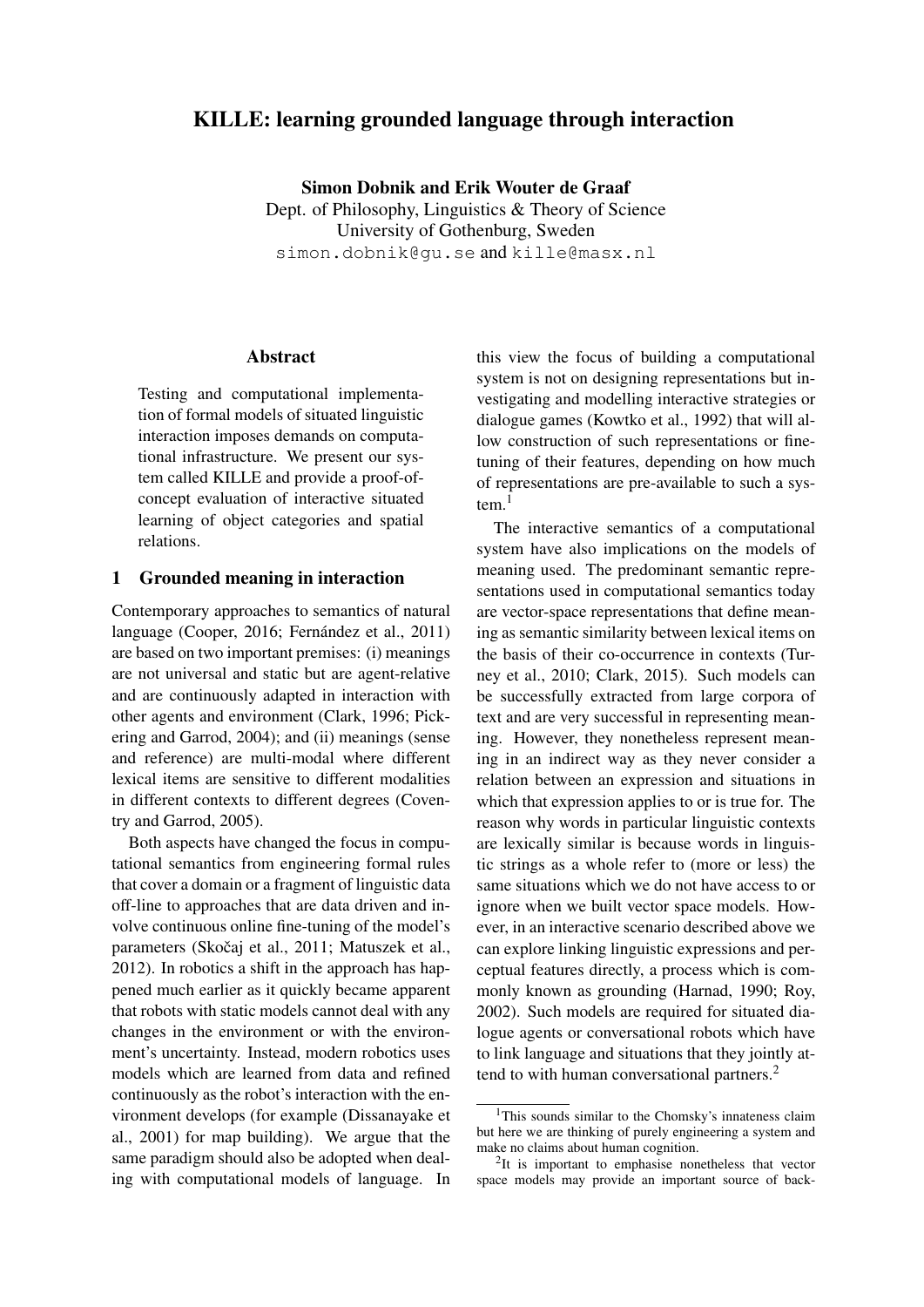# KILLE: learning grounded language through interaction

**Simon Dobnik and Erik Wouter de Graaf**
Dept. of Philosophy, Linguistics & Theory of Science
University of Gothenburg, Sweden
simon.dobnik@gu.se and kille@masx.nl

## Abstract

Testing and computational implementation of formal models of situated linguistic interaction imposes demands on computational infrastructure. We present our system called KILLE and provide a proof-of-concept evaluation of interactive situated learning of object categories and spatial relations.

## 1 Grounded meaning in interaction

Contemporary approaches to semantics of natural language (Cooper, 2016; Fernández et al., 2011) are based on two important premises: (i) meanings are not universal and static but are agent-relative and are continuously adapted in interaction with other agents and environment (Clark, 1996; Pickering and Garrod, 2004); and (ii) meanings (sense and reference) are multi-modal where different lexical items are sensitive to different modalities in different contexts to different degrees (Coventry and Garrod, 2005).

Both aspects have changed the focus in computational semantics from engineering formal rules that cover a domain or a fragment of linguistic data off-line to approaches that are data driven and involve continuous online fine-tuning of the model's parameters (Skočaj et al., 2011; Matuszek et al., 2012). In robotics a shift in the approach has happened much earlier as it quickly became apparent that robots with static models cannot deal with any changes in the environment or with the environment's uncertainty. Instead, modern robotics uses models which are learned from data and refined continuously as the robot's interaction with the environment develops (for example (Dissanayake et al., 2001) for map building). We argue that the same paradigm should also be adopted when dealing with computational models of language. In this view the focus of building a computational system is not on designing representations but investigating and modelling interactive strategies or dialogue games (Kowtko et al., 1992) that will allow construction of such representations or fine-tuning of their features, depending on how much of representations are pre-available to such a system.[1]

The interactive semantics of a computational system have also implications on the models of meaning used. The predominant semantic representations used in computational semantics today are vector-space representations that define meaning as semantic similarity between lexical items on the basis of their co-occurrence in contexts (Turney et al., 2010; Clark, 2015). Such models can be successfully extracted from large corpora of text and are very successful in representing meaning. However, they nonetheless represent meaning in an indirect way as they never consider a relation between an expression and situations in which that expression applies to or is true for. The reason why words in particular linguistic contexts are lexically similar is because words in linguistic strings as a whole refer to (more or less) the same situations which we do not have access to or ignore when we built vector space models. However, in an interactive scenario described above we can explore linking linguistic expressions and perceptual features directly, a process which is commonly known as grounding (Harnad, 1990; Roy, 2002). Such models are required for situated dialogue agents or conversational robots which have to link language and situations that they jointly attend to with human conversational partners.[2]

[1] This sounds similar to the Chomsky's innateness claim but here we are thinking of purely engineering a system and make no claims about human cognition.

[2] It is important to emphasise nonetheless that vector space models may provide an important source of back-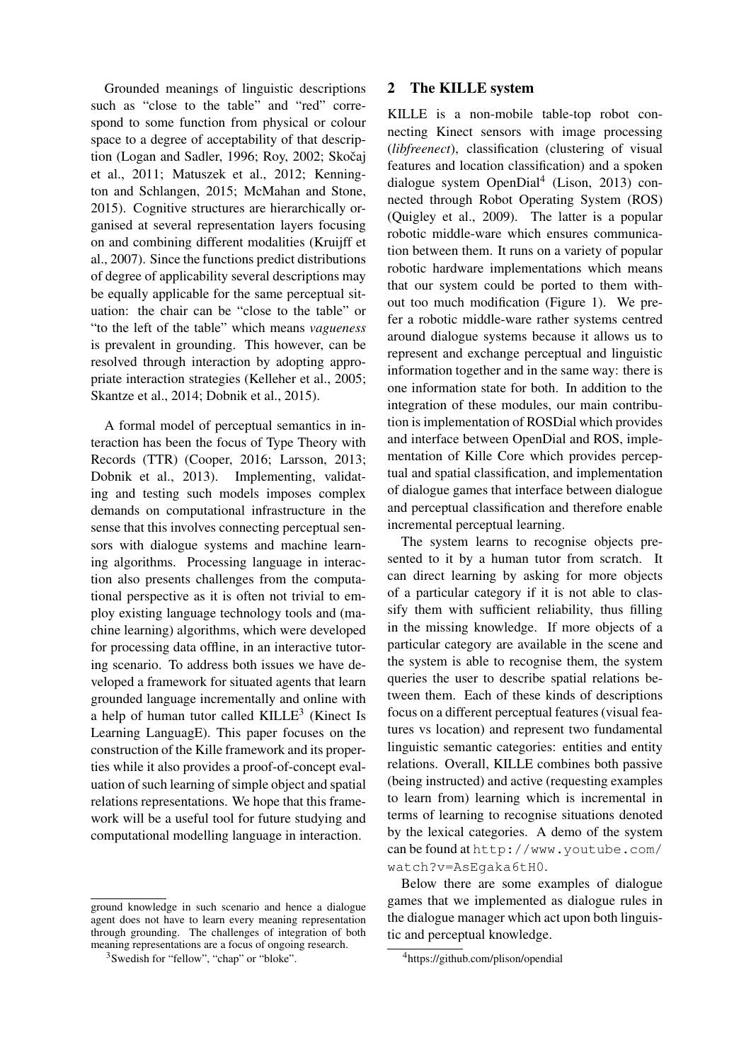Grounded meanings of linguistic descriptions such as "close to the table" and "red" correspond to some function from physical or colour space to a degree of acceptability of that description (Logan and Sadler, 1996; Roy, 2002; Skočaj et al., 2011; Matuszek et al., 2012; Kennington and Schlangen, 2015; McMahan and Stone, 2015). Cognitive structures are hierarchically organised at several representation layers focusing on and combining different modalities (Kruijff et al., 2007). Since the functions predict distributions of degree of applicability several descriptions may be equally applicable for the same perceptual situation: the chair can be "close to the table" or "to the left of the table" which means *vagueness* is prevalent in grounding. This however, can be resolved through interaction by adopting appropriate interaction strategies (Kelleher et al., 2005; Skantze et al., 2014; Dobnik et al., 2015).

A formal model of perceptual semantics in interaction has been the focus of Type Theory with Records (TTR) (Cooper, 2016; Larsson, 2013; Dobnik et al., 2013). Implementing, validating and testing such models imposes complex demands on computational infrastructure in the sense that this involves connecting perceptual sensors with dialogue systems and machine learning algorithms. Processing language in interaction also presents challenges from the computational perspective as it is often not trivial to employ existing language technology tools and (machine learning) algorithms, which were developed for processing data offline, in an interactive tutoring scenario. To address both issues we have developed a framework for situated agents that learn grounded language incrementally and online with a help of human tutor called KILLE[3] (Kinect Is Learning LanguagE). This paper focuses on the construction of the Kille framework and its properties while it also provides a proof-of-concept evaluation of such learning of simple object and spatial relations representations. We hope that this framework will be a useful tool for future studying and computational modelling language in interaction.

ground knowledge in such scenario and hence a dialogue agent does not have to learn every meaning representation through grounding. The challenges of integration of both meaning representations are a focus of ongoing research.

[3] Swedish for "fellow", "chap" or "bloke".

## 2 The KILLE system

KILLE is a non-mobile table-top robot connecting Kinect sensors with image processing (*libfreenect*), classification (clustering of visual features and location classification) and a spoken dialogue system OpenDial[4] (Lison, 2013) connected through Robot Operating System (ROS) (Quigley et al., 2009). The latter is a popular robotic middle-ware which ensures communication between them. It runs on a variety of popular robotic hardware implementations which means that our system could be ported to them without too much modification (Figure 1). We prefer a robotic middle-ware rather systems centred around dialogue systems because it allows us to represent and exchange perceptual and linguistic information together and in the same way: there is one information state for both. In addition to the integration of these modules, our main contribution is implementation of ROSDial which provides and interface between OpenDial and ROS, implementation of Kille Core which provides perceptual and spatial classification, and implementation of dialogue games that interface between dialogue and perceptual classification and therefore enable incremental perceptual learning.

The system learns to recognise objects presented to it by a human tutor from scratch. It can direct learning by asking for more objects of a particular category if it is not able to classify them with sufficient reliability, thus filling in the missing knowledge. If more objects of a particular category are available in the scene and the system is able to recognise them, the system queries the user to describe spatial relations between them. Each of these kinds of descriptions focus on a different perceptual features (visual features vs location) and represent two fundamental linguistic semantic categories: entities and entity relations. Overall, KILLE combines both passive (being instructed) and active (requesting examples to learn from) learning which is incremental in terms of learning to recognise situations denoted by the lexical categories. A demo of the system can be found at `http://www.youtube.com/watch?v=AsEgaka6tH0`.

Below there are some examples of dialogue games that we implemented as dialogue rules in the dialogue manager which act upon both linguistic and perceptual knowledge.

[4] https://github.com/plison/opendial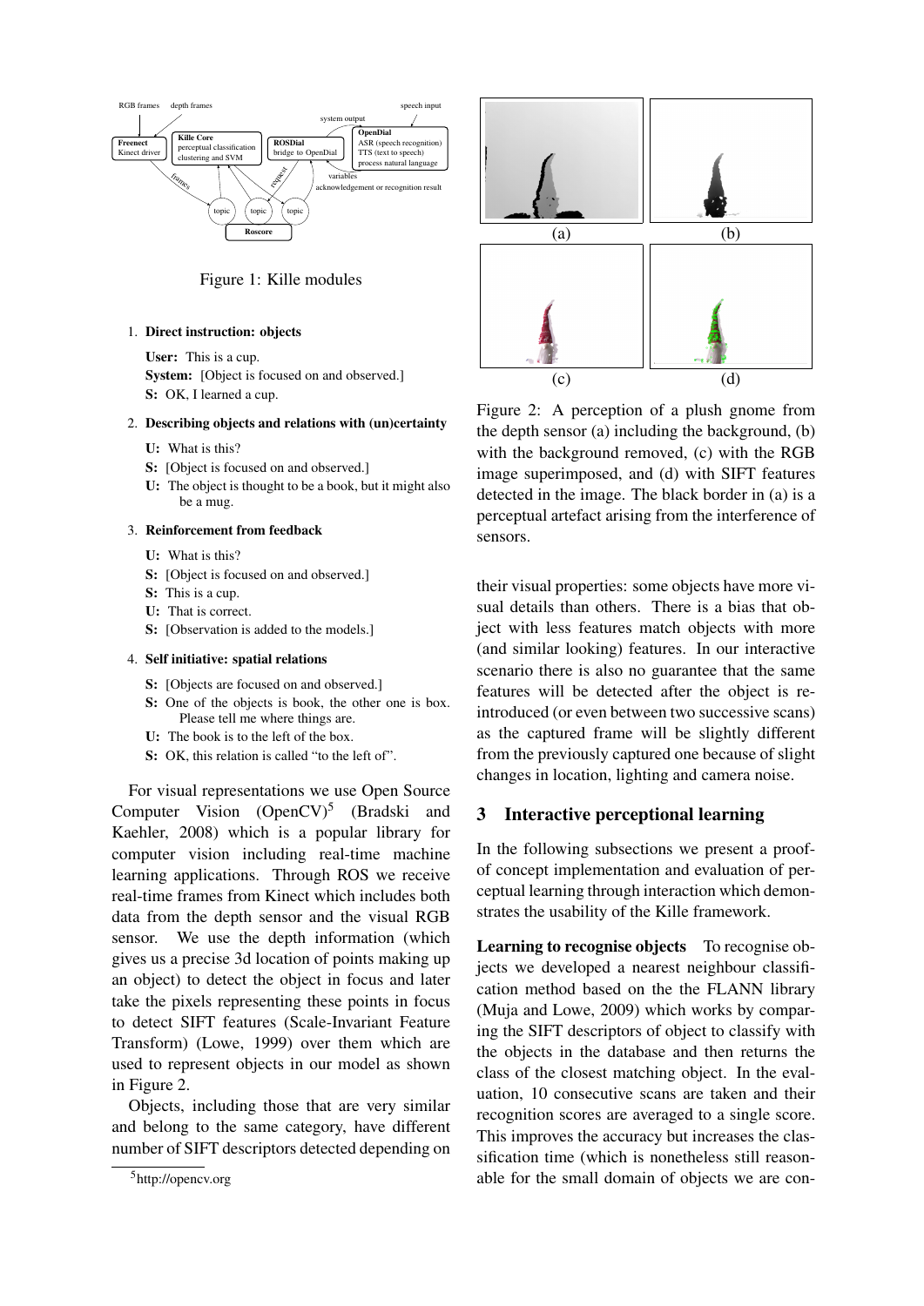Figure 1: Kille modules

1. **Direct instruction: objects**

   **User:** This is a cup.
   **System:** [Object is focused on and observed.]
   **S:** OK, I learned a cup.

2. **Describing objects and relations with (un)certainty**

   **U:** What is this?
   **S:** [Object is focused on and observed.]
   **U:** The object is thought to be a book, but it might also be a mug.

3. **Reinforcement from feedback**

   **U:** What is this?
   **S:** [Object is focused on and observed.]
   **S:** This is a cup.
   **U:** That is correct.
   **S:** [Observation is added to the models.]

4. **Self initiative: spatial relations**

   **S:** [Objects are focused on and observed.]
   **S:** One of the objects is book, the other one is box. Please tell me where things are.
   **U:** The book is to the left of the box.
   **S:** OK, this relation is called "to the left of".

For visual representations we use Open Source Computer Vision (OpenCV)[5] (Bradski and Kaehler, 2008) which is a popular library for computer vision including real-time machine learning applications. Through ROS we receive real-time frames from Kinect which includes both data from the depth sensor and the visual RGB sensor. We use the depth information (which gives us a precise 3d location of points making up an object) to detect the object in focus and later take the pixels representing these points in focus to detect SIFT features (Scale-Invariant Feature Transform) (Lowe, 1999) over them which are used to represent objects in our model as shown in Figure 2.

Objects, including those that are very similar and belong to the same category, have different number of SIFT descriptors detected depending on their visual properties: some objects have more visual details than others. There is a bias that object with less features match objects with more (and similar looking) features. In our interactive scenario there is also no guarantee that the same features will be detected after the object is reintroduced (or even between two successive scans) as the captured frame will be slightly different from the previously captured one because of slight changes in location, lighting and camera noise.

[5] http://opencv.org

Figure 2: A perception of a plush gnome from the depth sensor (a) including the background, (b) with the background removed, (c) with the RGB image superimposed, and (d) with SIFT features detected in the image. The black border in (a) is a perceptual artefact arising from the interference of sensors.

## 3 Interactive perceptional learning

In the following subsections we present a proof-of concept implementation and evaluation of perceptual learning through interaction which demonstrates the usability of the Kille framework.

**Learning to recognise objects** To recognise objects we developed a nearest neighbour classification method based on the the FLANN library (Muja and Lowe, 2009) which works by comparing the SIFT descriptors of object to classify with the objects in the database and then returns the class of the closest matching object. In the evaluation, 10 consecutive scans are taken and their recognition scores are averaged to a single score. This improves the accuracy but increases the classification time (which is nonetheless still reasonable for the small domain of objects we are con-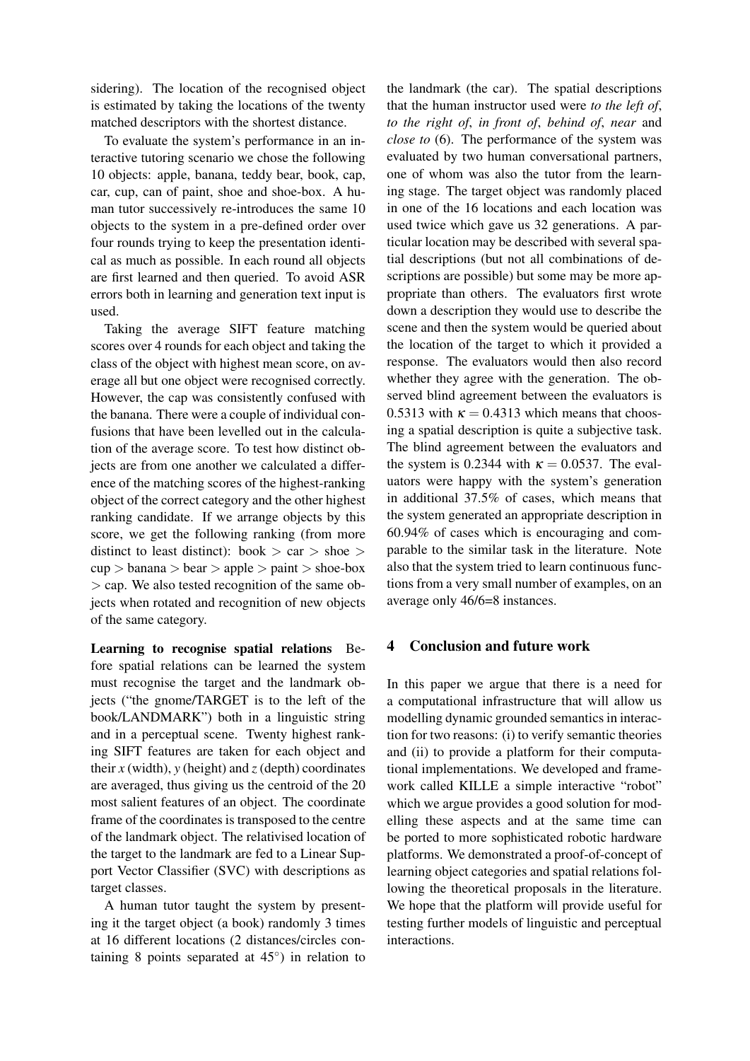sidering). The location of the recognised object is estimated by taking the locations of the twenty matched descriptors with the shortest distance.

To evaluate the system's performance in an interactive tutoring scenario we chose the following 10 objects: apple, banana, teddy bear, book, cap, car, cup, can of paint, shoe and shoe-box. A human tutor successively re-introduces the same 10 objects to the system in a pre-defined order over four rounds trying to keep the presentation identical as much as possible. In each round all objects are first learned and then queried. To avoid ASR errors both in learning and generation text input is used.

Taking the average SIFT feature matching scores over 4 rounds for each object and taking the class of the object with highest mean score, on average all but one object were recognised correctly. However, the cap was consistently confused with the banana. There were a couple of individual confusions that have been levelled out in the calculation of the average score. To test how distinct objects are from one another we calculated a difference of the matching scores of the highest-ranking object of the correct category and the other highest ranking candidate. If we arrange objects by this score, we get the following ranking (from more distinct to least distinct): book > car > shoe > cup > banana > bear > apple > paint > shoe-box > cap. We also tested recognition of the same objects when rotated and recognition of new objects of the same category.

**Learning to recognise spatial relations** Before spatial relations can be learned the system must recognise the target and the landmark objects ("the gnome/TARGET is to the left of the book/LANDMARK") both in a linguistic string and in a perceptual scene. Twenty highest ranking SIFT features are taken for each object and their $x$ (width), $y$ (height) and $z$ (depth) coordinates are averaged, thus giving us the centroid of the 20 most salient features of an object. The coordinate frame of the coordinates is transposed to the centre of the landmark object. The relativised location of the target to the landmark are fed to a Linear Support Vector Classifier (SVC) with descriptions as target classes.

A human tutor taught the system by presenting it the target object (a book) randomly 3 times at 16 different locations (2 distances/circles containing 8 points separated at 45°) in relation to the landmark (the car). The spatial descriptions that the human instructor used were *to the left of*, *to the right of*, *in front of*, *behind of*, *near* and *close to* (6). The performance of the system was evaluated by two human conversational partners, one of whom was also the tutor from the learning stage. The target object was randomly placed in one of the 16 locations and each location was used twice which gave us 32 generations. A particular location may be described with several spatial descriptions (but not all combinations of descriptions are possible) but some may be more appropriate than others. The evaluators first wrote down a description they would use to describe the scene and then the system would be queried about the location of the target to which it provided a response. The evaluators would then also record whether they agree with the generation. The observed blind agreement between the evaluators is 0.5313 with $\kappa = 0.4313$ which means that choosing a spatial description is quite a subjective task. The blind agreement between the evaluators and the system is 0.2344 with $\kappa = 0.0537$. The evaluators were happy with the system's generation in additional 37.5% of cases, which means that the system generated an appropriate description in 60.94% of cases which is encouraging and comparable to the similar task in the literature. Note also that the system tried to learn continuous functions from a very small number of examples, on an average only 46/6=8 instances.

## 4 Conclusion and future work

In this paper we argue that there is a need for a computational infrastructure that will allow us modelling dynamic grounded semantics in interaction for two reasons: (i) to verify semantic theories and (ii) to provide a platform for their computational implementations. We developed and framework called KILLE a simple interactive "robot" which we argue provides a good solution for modelling these aspects and at the same time can be ported to more sophisticated robotic hardware platforms. We demonstrated a proof-of-concept of learning object categories and spatial relations following the theoretical proposals in the literature. We hope that the platform will provide useful for testing further models of linguistic and perceptual interactions.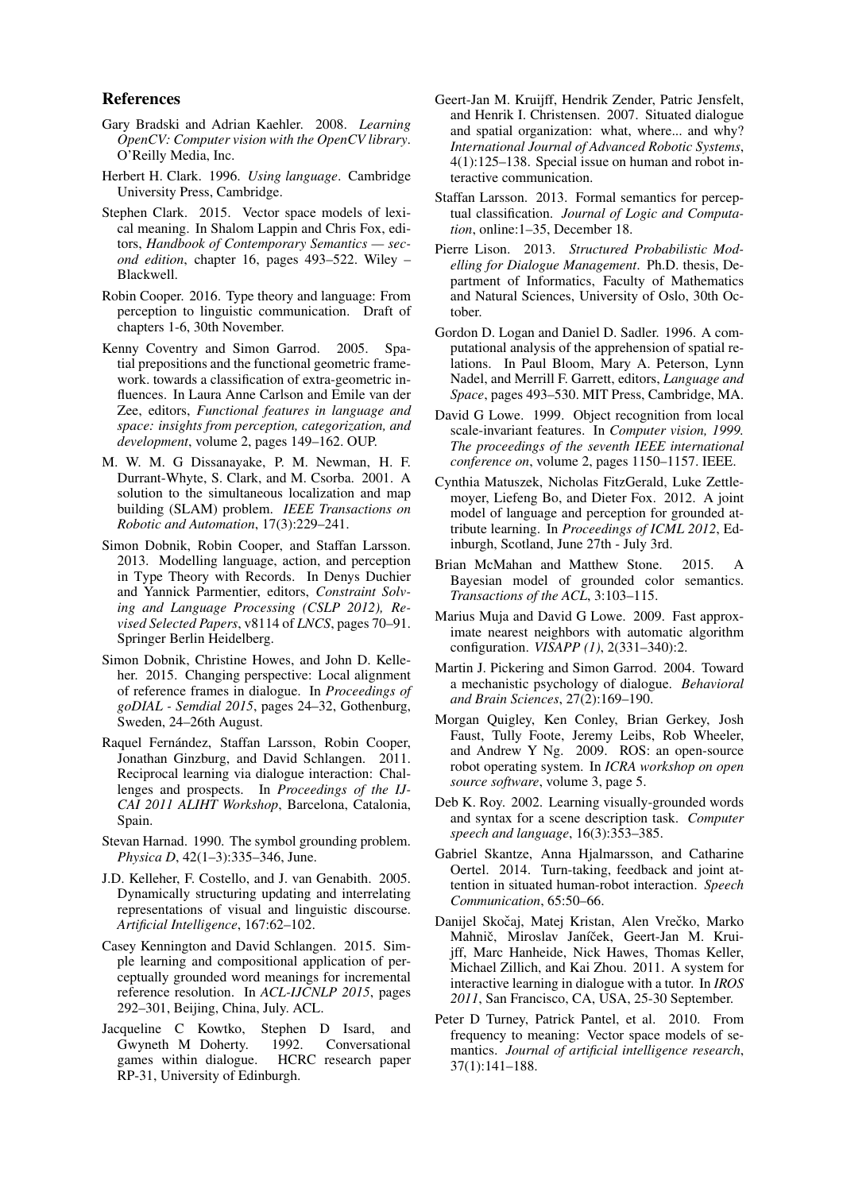## References

Gary Bradski and Adrian Kaehler. 2008. *Learning OpenCV: Computer vision with the OpenCV library*. O'Reilly Media, Inc.

Herbert H. Clark. 1996. *Using language*. Cambridge University Press, Cambridge.

Stephen Clark. 2015. Vector space models of lexical meaning. In Shalom Lappin and Chris Fox, editors, *Handbook of Contemporary Semantics — second edition*, chapter 16, pages 493–522. Wiley – Blackwell.

Robin Cooper. 2016. Type theory and language: From perception to linguistic communication. Draft of chapters 1-6, 30th November.

Kenny Coventry and Simon Garrod. 2005. Spatial prepositions and the functional geometric framework. towards a classification of extra-geometric influences. In Laura Anne Carlson and Emile van der Zee, editors, *Functional features in language and space: insights from perception, categorization, and development*, volume 2, pages 149–162. OUP.

M. W. M. G Dissanayake, P. M. Newman, H. F. Durrant-Whyte, S. Clark, and M. Csorba. 2001. A solution to the simultaneous localization and map building (SLAM) problem. *IEEE Transactions on Robotic and Automation*, 17(3):229–241.

Simon Dobnik, Robin Cooper, and Staffan Larsson. 2013. Modelling language, action, and perception in Type Theory with Records. In Denys Duchier and Yannick Parmentier, editors, *Constraint Solving and Language Processing (CSLP 2012), Revised Selected Papers*, v8114 of *LNCS*, pages 70–91. Springer Berlin Heidelberg.

Simon Dobnik, Christine Howes, and John D. Kelleher. 2015. Changing perspective: Local alignment of reference frames in dialogue. In *Proceedings of goDIAL - Semdial 2015*, pages 24–32, Gothenburg, Sweden, 24–26th August.

Raquel Fernández, Staffan Larsson, Robin Cooper, Jonathan Ginzburg, and David Schlangen. 2011. Reciprocal learning via dialogue interaction: Challenges and prospects. In *Proceedings of the IJCAI 2011 ALIHT Workshop*, Barcelona, Catalonia, Spain.

Stevan Harnad. 1990. The symbol grounding problem. *Physica D*, 42(1–3):335–346, June.

J.D. Kelleher, F. Costello, and J. van Genabith. 2005. Dynamically structuring updating and interrelating representations of visual and linguistic discourse. *Artificial Intelligence*, 167:62–102.

Casey Kennington and David Schlangen. 2015. Simple learning and compositional application of perceptually grounded word meanings for incremental reference resolution. In *ACL-IJCNLP 2015*, pages 292–301, Beijing, China, July. ACL.

Jacqueline C Kowtko, Stephen D Isard, and Gwyneth M Doherty. 1992. Conversational games within dialogue. HCRC research paper RP-31, University of Edinburgh.

Geert-Jan M. Kruijff, Hendrik Zender, Patric Jensfelt, and Henrik I. Christensen. 2007. Situated dialogue and spatial organization: what, where... and why? *International Journal of Advanced Robotic Systems*, 4(1):125–138. Special issue on human and robot interactive communication.

Staffan Larsson. 2013. Formal semantics for perceptual classification. *Journal of Logic and Computation*, online:1–35, December 18.

Pierre Lison. 2013. *Structured Probabilistic Modelling for Dialogue Management*. Ph.D. thesis, Department of Informatics, Faculty of Mathematics and Natural Sciences, University of Oslo, 30th October.

Gordon D. Logan and Daniel D. Sadler. 1996. A computational analysis of the apprehension of spatial relations. In Paul Bloom, Mary A. Peterson, Lynn Nadel, and Merrill F. Garrett, editors, *Language and Space*, pages 493–530. MIT Press, Cambridge, MA.

David G Lowe. 1999. Object recognition from local scale-invariant features. In *Computer vision, 1999. The proceedings of the seventh IEEE international conference on*, volume 2, pages 1150–1157. IEEE.

Cynthia Matuszek, Nicholas FitzGerald, Luke Zettlemoyer, Liefeng Bo, and Dieter Fox. 2012. A joint model of language and perception for grounded attribute learning. In *Proceedings of ICML 2012*, Edinburgh, Scotland, June 27th - July 3rd.

Brian McMahan and Matthew Stone. 2015. A Bayesian model of grounded color semantics. *Transactions of the ACL*, 3:103–115.

Marius Muja and David G Lowe. 2009. Fast approximate nearest neighbors with automatic algorithm configuration. *VISAPP (1)*, 2(331–340):2.

Martin J. Pickering and Simon Garrod. 2004. Toward a mechanistic psychology of dialogue. *Behavioral and Brain Sciences*, 27(2):169–190.

Morgan Quigley, Ken Conley, Brian Gerkey, Josh Faust, Tully Foote, Jeremy Leibs, Rob Wheeler, and Andrew Y Ng. 2009. ROS: an open-source robot operating system. In *ICRA workshop on open source software*, volume 3, page 5.

Deb K. Roy. 2002. Learning visually-grounded words and syntax for a scene description task. *Computer speech and language*, 16(3):353–385.

Gabriel Skantze, Anna Hjalmarsson, and Catharine Oertel. 2014. Turn-taking, feedback and joint attention in situated human-robot interaction. *Speech Communication*, 65:50–66.

Danijel Skočaj, Matej Kristan, Alen Vrečko, Marko Mahnič, Miroslav Janíček, Geert-Jan M. Kruijff, Marc Hanheide, Nick Hawes, Thomas Keller, Michael Zillich, and Kai Zhou. 2011. A system for interactive learning in dialogue with a tutor. In *IROS 2011*, San Francisco, CA, USA, 25-30 September.

Peter D Turney, Patrick Pantel, et al. 2010. From frequency to meaning: Vector space models of semantics. *Journal of artificial intelligence research*, 37(1):141–188.